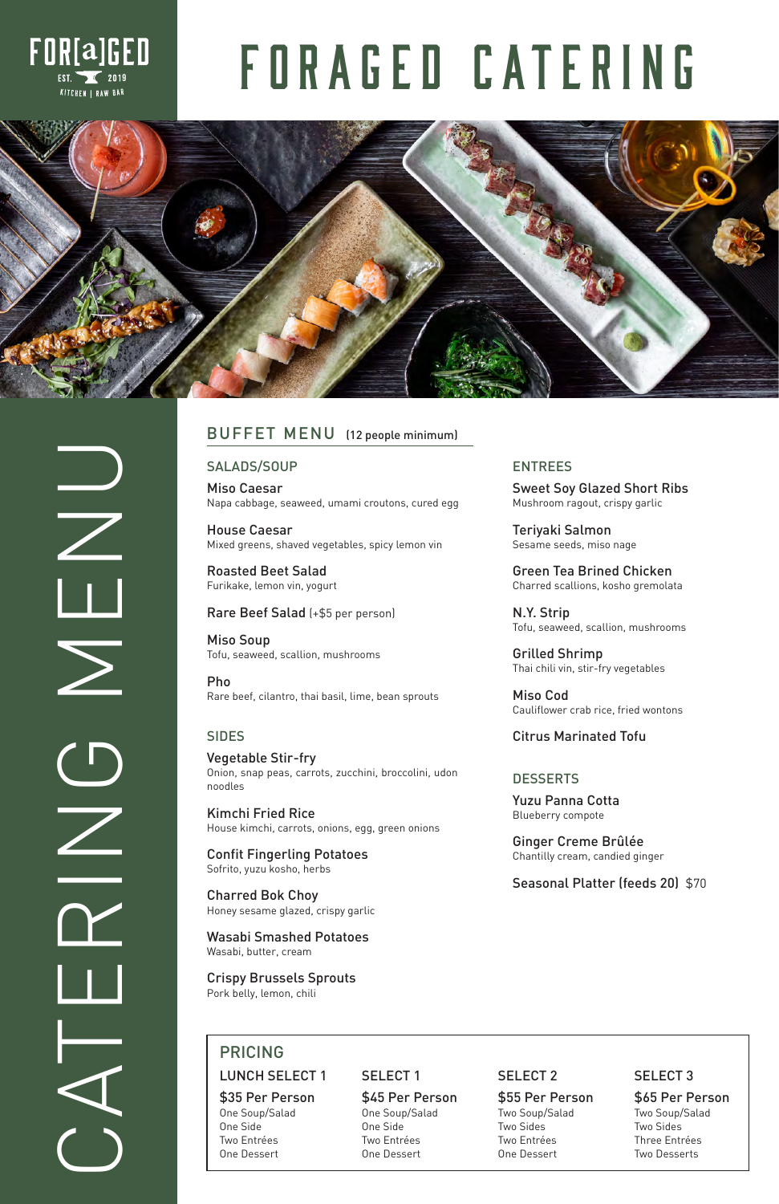FOR[a]GED EST. 2019 KITCHEN | RAW BAR

# FORAGED CATERING

CATERING MENU

## BUFFET MENU (12 people minimum)

### SALADS/SOUP

**Miso Caesar**
Napa cabbage, seaweed, umami croutons, cured egg

**House Caesar**
Mixed greens, shaved vegetables, spicy lemon vin

**Roasted Beet Salad**
Furikake, lemon vin, yogurt

**Rare Beef Salad** (+$5 per person)

**Miso Soup**
Tofu, seaweed, scallion, mushrooms

**Pho**
Rare beef, cilantro, thai basil, lime, bean sprouts

### SIDES

**Vegetable Stir-fry**
Onion, snap peas, carrots, zucchini, broccolini, udon noodles

**Kimchi Fried Rice**
House kimchi, carrots, onions, egg, green onions

**Confit Fingerling Potatoes**
Sofrito, yuzu kosho, herbs

**Charred Bok Choy**
Honey sesame glazed, crispy garlic

**Wasabi Smashed Potatoes**
Wasabi, butter, cream

**Crispy Brussels Sprouts**
Pork belly, lemon, chili

### ENTREES

**Sweet Soy Glazed Short Ribs**
Mushroom ragout, crispy garlic

**Teriyaki Salmon**
Sesame seeds, miso nage

**Green Tea Brined Chicken**
Charred scallions, kosho gremolata

**N.Y. Strip**
Tofu, seaweed, scallion, mushrooms

**Grilled Shrimp**
Thai chili vin, stir-fry vegetables

**Miso Cod**
Cauliflower crab rice, fried wontons

**Citrus Marinated Tofu**

### DESSERTS

**Yuzu Panna Cotta**
Blueberry compote

**Ginger Creme Brûlée**
Chantilly cream, candied ginger

**Seasonal Platter (feeds 20)** $70

## PRICING

| LUNCH SELECT 1 | SELECT 1 | SELECT 2 | SELECT 3 |
|---|---|---|---|
| $35 Per Person | $45 Per Person | $55 Per Person | $65 Per Person |
| One Soup/Salad | One Soup/Salad | Two Soup/Salad | Two Soup/Salad |
| One Side | One Side | Two Sides | Two Sides |
| Two Entrées | Two Entrées | Two Entrées | Three Entrées |
| One Dessert | One Dessert | One Dessert | Two Desserts |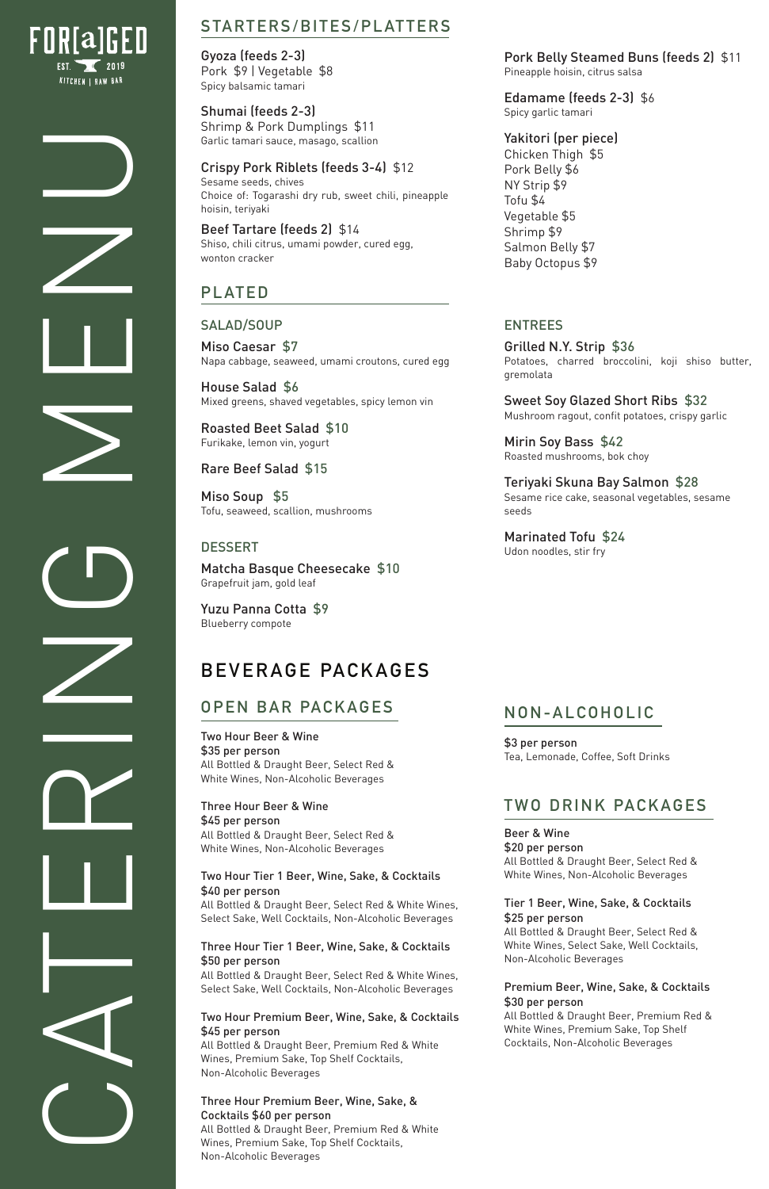# CATERING MENU

FOR[a]GED
EST. 2019
KITCHEN | RAW BAR

## STARTERS/BITES/PLATTERS

**Gyoza (feeds 2-3)**
Pork $9 | Vegetable $8
Spicy balsamic tamari

**Shumai (feeds 2-3)**
Shrimp & Pork Dumplings $11
Garlic tamari sauce, masago, scallion

**Crispy Pork Riblets (feeds 3-4)** $12
Sesame seeds, chives
Choice of: Togarashi dry rub, sweet chili, pineapple hoisin, teriyaki

**Beef Tartare (feeds 2)** $14
Shiso, chili citrus, umami powder, cured egg, wonton cracker

**Pork Belly Steamed Buns (feeds 2)** $11
Pineapple hoisin, citrus salsa

**Edamame (feeds 2-3)** $6
Spicy garlic tamari

**Yakitori (per piece)**
Chicken Thigh $5
Pork Belly $6
NY Strip $9
Tofu $4
Vegetable $5
Shrimp $9
Salmon Belly $7
Baby Octopus $9

## PLATED

### SALAD/SOUP

**Miso Caesar** $7
Napa cabbage, seaweed, umami croutons, cured egg

**House Salad** $6
Mixed greens, shaved vegetables, spicy lemon vin

**Roasted Beet Salad** $10
Furikake, lemon vin, yogurt

**Rare Beef Salad** $15

**Miso Soup** $5
Tofu, seaweed, scallion, mushrooms

### DESSERT

**Matcha Basque Cheesecake** $10
Grapefruit jam, gold leaf

**Yuzu Panna Cotta** $9
Blueberry compote

### ENTREES

**Grilled N.Y. Strip** $36
Potatoes, charred broccolini, koji shiso butter, gremolata

**Sweet Soy Glazed Short Ribs** $32
Mushroom ragout, confit potatoes, crispy garlic

**Mirin Soy Bass** $42
Roasted mushrooms, bok choy

**Teriyaki Skuna Bay Salmon** $28
Sesame rice cake, seasonal vegetables, sesame seeds

**Marinated Tofu** $24
Udon noodles, stir fry

# BEVERAGE PACKAGES

## OPEN BAR PACKAGES

**Two Hour Beer & Wine**
**$35 per person**
All Bottled & Draught Beer, Select Red & White Wines, Non-Alcoholic Beverages

**Three Hour Beer & Wine**
**$45 per person**
All Bottled & Draught Beer, Select Red & White Wines, Non-Alcoholic Beverages

**Two Hour Tier 1 Beer, Wine, Sake, & Cocktails**
**$40 per person**
All Bottled & Draught Beer, Select Red & White Wines, Select Sake, Well Cocktails, Non-Alcoholic Beverages

**Three Hour Tier 1 Beer, Wine, Sake, & Cocktails**
**$50 per person**
All Bottled & Draught Beer, Select Red & White Wines, Select Sake, Well Cocktails, Non-Alcoholic Beverages

**Two Hour Premium Beer, Wine, Sake, & Cocktails**
**$45 per person**
All Bottled & Draught Beer, Premium Red & White Wines, Premium Sake, Top Shelf Cocktails, Non-Alcoholic Beverages

**Three Hour Premium Beer, Wine, Sake, & Cocktails $60 per person**
All Bottled & Draught Beer, Premium Red & White Wines, Premium Sake, Top Shelf Cocktails, Non-Alcoholic Beverages

## NON-ALCOHOLIC

**$3 per person**
Tea, Lemonade, Coffee, Soft Drinks

## TWO DRINK PACKAGES

**Beer & Wine**
**$20 per person**
All Bottled & Draught Beer, Select Red & White Wines, Non-Alcoholic Beverages

**Tier 1 Beer, Wine, Sake, & Cocktails**
**$25 per person**
All Bottled & Draught Beer, Select Red & White Wines, Select Sake, Well Cocktails, Non-Alcoholic Beverages

**Premium Beer, Wine, Sake, & Cocktails**
**$30 per person**
All Bottled & Draught Beer, Premium Red & White Wines, Premium Sake, Top Shelf Cocktails, Non-Alcoholic Beverages